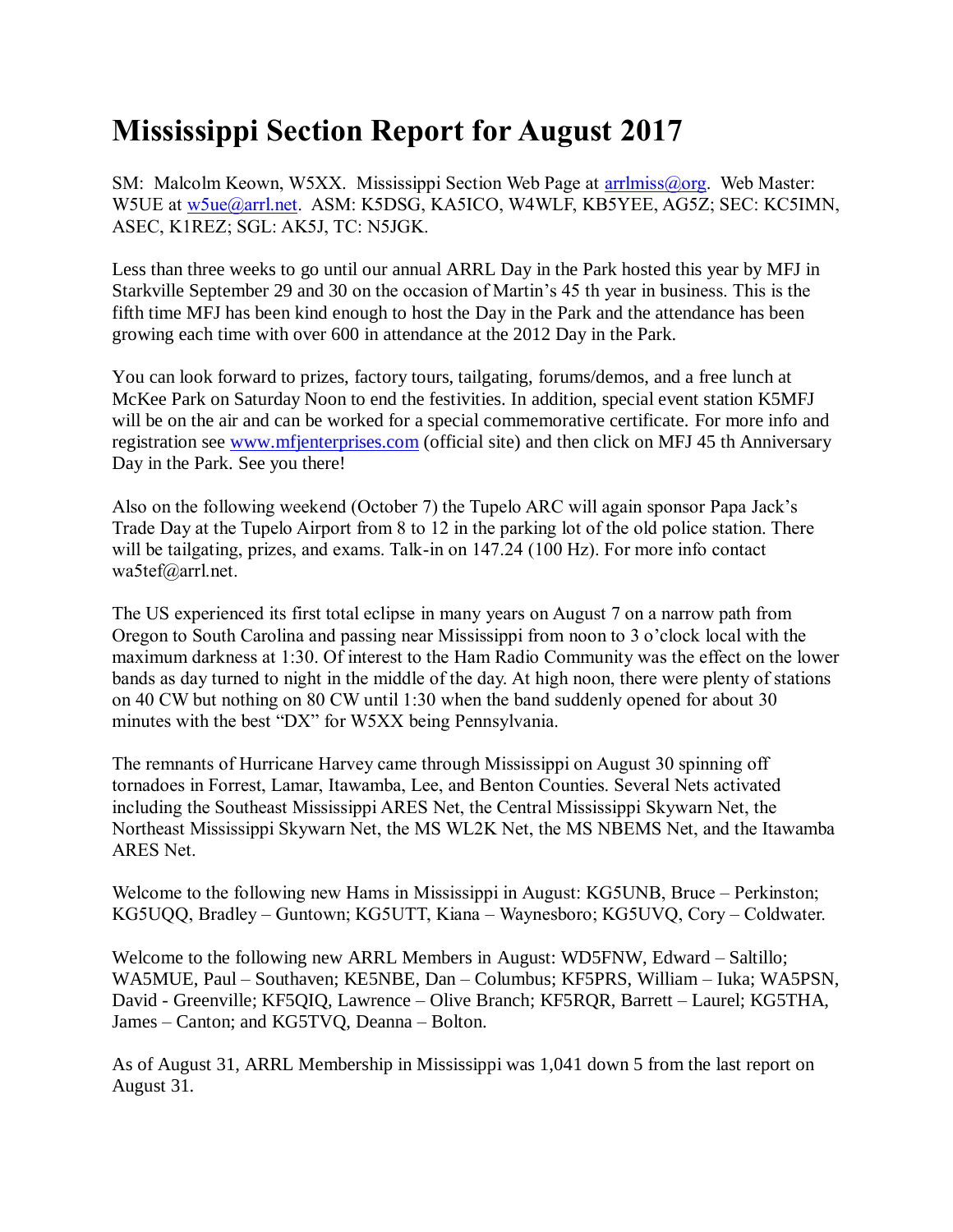# Mississippi Section Report for August 2017

SM: Malcolm Keown, W5XX. Mississippi Section Web Page at arrlmiss@org. Web Master: W5UE at w5ue@arrl.net. ASM: K5DSG, KA5ICO, W4WLF, KB5YEE, AG5Z; SEC: KC5IMN, ASEC, K1REZ; SGL: AK5J, TC: N5JGK.

Less than three weeks to go until our annual ARRL Day in the Park hosted this year by MFJ in Starkville September 29 and 30 on the occasion of Martin's 45 th year in business. This is the fifth time MFJ has been kind enough to host the Day in the Park and the attendance has been growing each time with over 600 in attendance at the 2012 Day in the Park.

You can look forward to prizes, factory tours, tailgating, forums/demos, and a free lunch at McKee Park on Saturday Noon to end the festivities. In addition, special event station K5MFJ will be on the air and can be worked for a special commemorative certificate. For more info and registration see www.mfjenterprises.com (official site) and then click on MFJ 45 th Anniversary Day in the Park. See you there!

Also on the following weekend (October 7) the Tupelo ARC will again sponsor Papa Jack's Trade Day at the Tupelo Airport from 8 to 12 in the parking lot of the old police station. There will be tailgating, prizes, and exams. Talk-in on 147.24 (100 Hz). For more info contact wa5tef@arrl.net.

The US experienced its first total eclipse in many years on August 7 on a narrow path from Oregon to South Carolina and passing near Mississippi from noon to 3 o'clock local with the maximum darkness at 1:30. Of interest to the Ham Radio Community was the effect on the lower bands as day turned to night in the middle of the day. At high noon, there were plenty of stations on 40 CW but nothing on 80 CW until 1:30 when the band suddenly opened for about 30 minutes with the best "DX" for W5XX being Pennsylvania.

The remnants of Hurricane Harvey came through Mississippi on August 30 spinning off tornadoes in Forrest, Lamar, Itawamba, Lee, and Benton Counties. Several Nets activated including the Southeast Mississippi ARES Net, the Central Mississippi Skywarn Net, the Northeast Mississippi Skywarn Net, the MS WL2K Net, the MS NBEMS Net, and the Itawamba ARES Net.

Welcome to the following new Hams in Mississippi in August: KG5UNB, Bruce – Perkinston; KG5UQQ, Bradley – Guntown; KG5UTT, Kiana – Waynesboro; KG5UVQ, Cory – Coldwater.

Welcome to the following new ARRL Members in August: WD5FNW, Edward – Saltillo; WA5MUE, Paul – Southaven; KE5NBE, Dan – Columbus; KF5PRS, William – Iuka; WA5PSN, David - Greenville; KF5QIQ, Lawrence – Olive Branch; KF5RQR, Barrett – Laurel; KG5THA, James – Canton; and KG5TVQ, Deanna – Bolton.

As of August 31, ARRL Membership in Mississippi was 1,041 down 5 from the last report on August 31.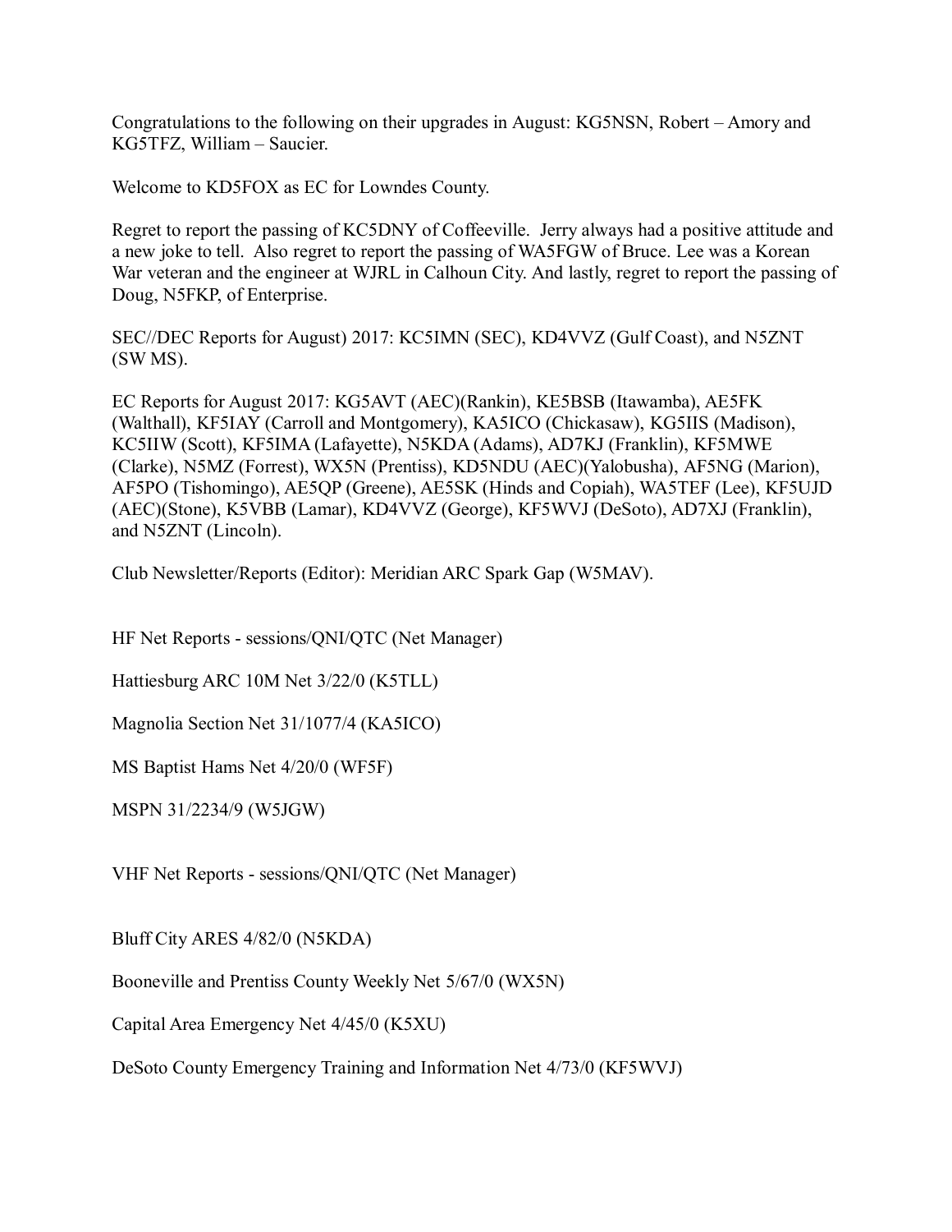Congratulations to the following on their upgrades in August: KG5NSN, Robert – Amory and KG5TFZ, William – Saucier.

Welcome to KD5FOX as EC for Lowndes County.

Regret to report the passing of KC5DNY of Coffeeville. Jerry always had a positive attitude and a new joke to tell. Also regret to report the passing of WA5FGW of Bruce. Lee was a Korean War veteran and the engineer at WJRL in Calhoun City. And lastly, regret to report the passing of Doug, N5FKP, of Enterprise.

SEC//DEC Reports for August) 2017: KC5IMN (SEC), KD4VVZ (Gulf Coast), and N5ZNT (SW MS).

EC Reports for August 2017: KG5AVT (AEC)(Rankin), KE5BSB (Itawamba), AE5FK (Walthall), KF5IAY (Carroll and Montgomery), KA5ICO (Chickasaw), KG5IIS (Madison), KC5IIW (Scott), KF5IMA (Lafayette), N5KDA (Adams), AD7KJ (Franklin), KF5MWE (Clarke), N5MZ (Forrest), WX5N (Prentiss), KD5NDU (AEC)(Yalobusha), AF5NG (Marion), AF5PO (Tishomingo), AE5QP (Greene), AE5SK (Hinds and Copiah), WA5TEF (Lee), KF5UJD (AEC)(Stone), K5VBB (Lamar), KD4VVZ (George), KF5WVJ (DeSoto), AD7XJ (Franklin), and N5ZNT (Lincoln).

Club Newsletter/Reports (Editor): Meridian ARC Spark Gap (W5MAV).

HF Net Reports - sessions/QNI/QTC (Net Manager)

Hattiesburg ARC 10M Net 3/22/0 (K5TLL)

Magnolia Section Net 31/1077/4 (KA5ICO)

MS Baptist Hams Net 4/20/0 (WF5F)

MSPN 31/2234/9 (W5JGW)

VHF Net Reports - sessions/QNI/QTC (Net Manager)

Bluff City ARES 4/82/0 (N5KDA)

Booneville and Prentiss County Weekly Net 5/67/0 (WX5N)

Capital Area Emergency Net 4/45/0 (K5XU)

DeSoto County Emergency Training and Information Net 4/73/0 (KF5WVJ)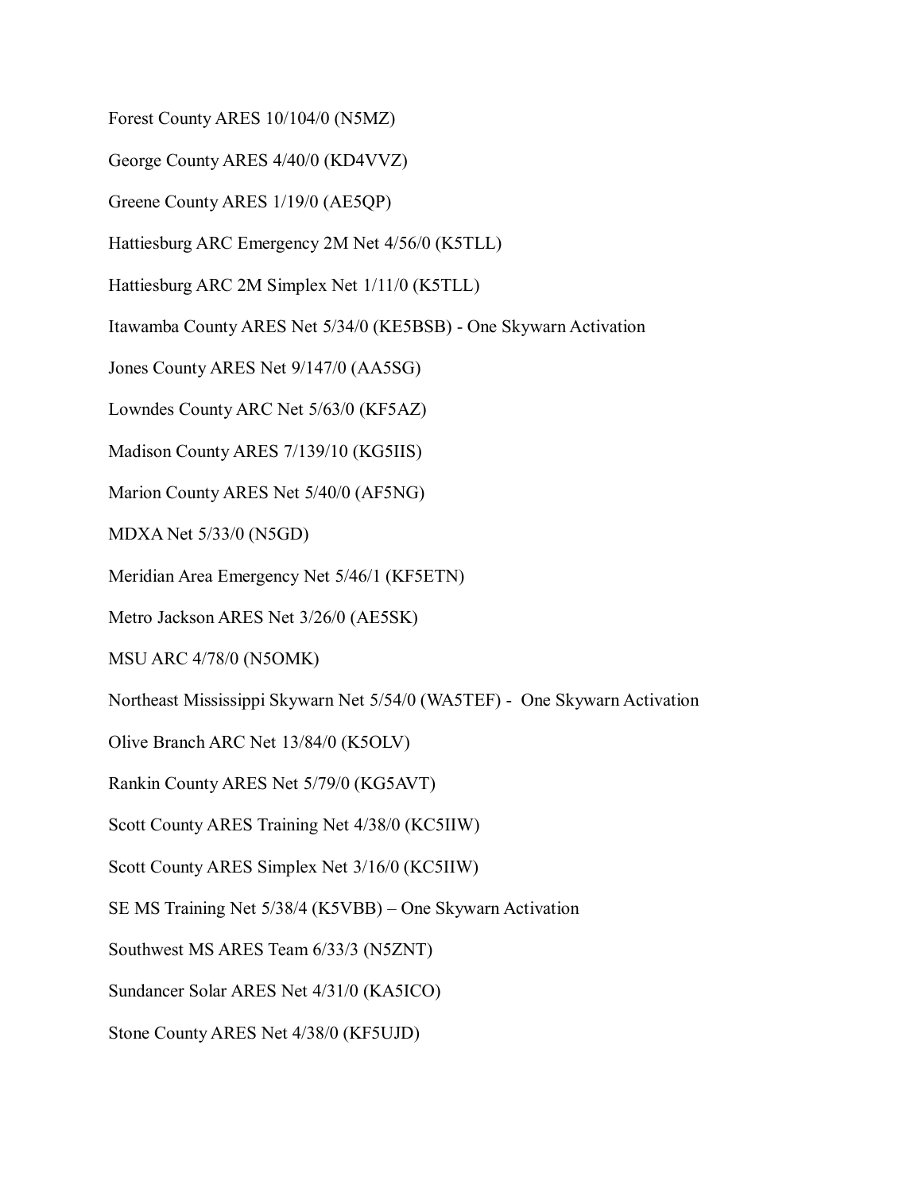Forest County ARES 10/104/0 (N5MZ)

George County ARES 4/40/0 (KD4VVZ)

Greene County ARES 1/19/0 (AE5QP)

Hattiesburg ARC Emergency 2M Net 4/56/0 (K5TLL)

Hattiesburg ARC 2M Simplex Net 1/11/0 (K5TLL)

Itawamba County ARES Net 5/34/0 (KE5BSB) - One Skywarn Activation

Jones County ARES Net 9/147/0 (AA5SG)

Lowndes County ARC Net 5/63/0 (KF5AZ)

Madison County ARES 7/139/10 (KG5IIS)

Marion County ARES Net 5/40/0 (AF5NG)

MDXA Net 5/33/0 (N5GD)

Meridian Area Emergency Net 5/46/1 (KF5ETN)

Metro Jackson ARES Net 3/26/0 (AE5SK)

MSU ARC 4/78/0 (N5OMK)

Northeast Mississippi Skywarn Net 5/54/0 (WA5TEF) - One Skywarn Activation

Olive Branch ARC Net 13/84/0 (K5OLV)

Rankin County ARES Net 5/79/0 (KG5AVT)

Scott County ARES Training Net 4/38/0 (KC5IIW)

Scott County ARES Simplex Net 3/16/0 (KC5IIW)

SE MS Training Net 5/38/4 (K5VBB) – One Skywarn Activation

Southwest MS ARES Team 6/33/3 (N5ZNT)

Sundancer Solar ARES Net 4/31/0 (KA5ICO)

Stone County ARES Net 4/38/0 (KF5UJD)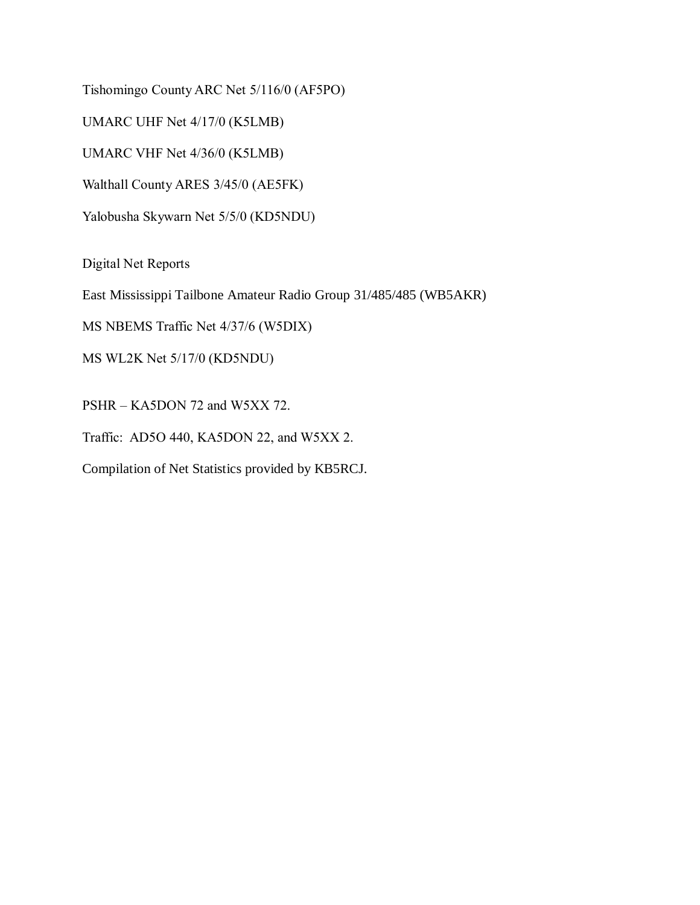Tishomingo County ARC Net 5/116/0 (AF5PO)

UMARC UHF Net 4/17/0 (K5LMB)

UMARC VHF Net 4/36/0 (K5LMB)

Walthall County ARES 3/45/0 (AE5FK)

Yalobusha Skywarn Net 5/5/0 (KD5NDU)

Digital Net Reports

East Mississippi Tailbone Amateur Radio Group 31/485/485 (WB5AKR)

MS NBEMS Traffic Net 4/37/6 (W5DIX)

MS WL2K Net 5/17/0 (KD5NDU)

PSHR – KA5DON 72 and W5XX 72.

Traffic: AD5O 440, KA5DON 22, and W5XX 2.

Compilation of Net Statistics provided by KB5RCJ.